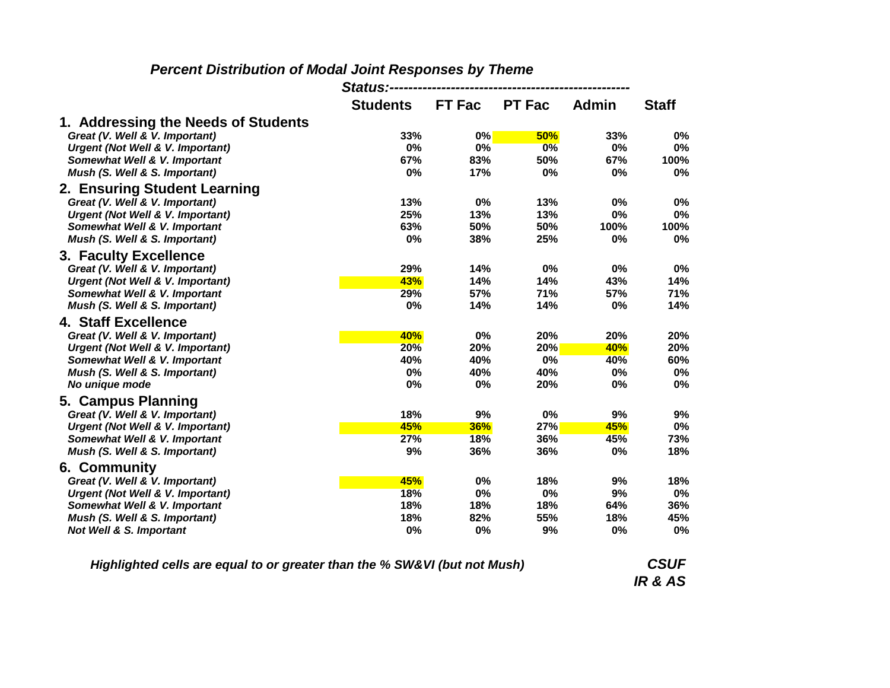### *Percent Distribution of Modal Joint Responses by Theme*

| | *Status:* | | | | |
|---|---|---|---|---|---|
| | **Students** | **FT Fac** | **PT Fac** | **Admin** | **Staff** |
| **1. Addressing the Needs of Students** | | | | | |
| *Great (V. Well & V. Important)* | 33% | 0% | 50% | 33% | 0% |
| *Urgent (Not Well & V. Important)* | 0% | 0% | 0% | 0% | 0% |
| *Somewhat Well & V. Important* | 67% | 83% | 50% | 67% | 100% |
| *Mush (S. Well & S. Important)* | 0% | 17% | 0% | 0% | 0% |
| **2. Ensuring Student Learning** | | | | | |
| *Great (V. Well & V. Important)* | 13% | 0% | 13% | 0% | 0% |
| *Urgent (Not Well & V. Important)* | 25% | 13% | 13% | 0% | 0% |
| *Somewhat Well & V. Important* | 63% | 50% | 50% | 100% | 100% |
| *Mush (S. Well & S. Important)* | 0% | 38% | 25% | 0% | 0% |
| **3. Faculty Excellence** | | | | | |
| *Great (V. Well & V. Important)* | 29% | 14% | 0% | 0% | 0% |
| *Urgent (Not Well & V. Important)* | 43% | 14% | 14% | 43% | 14% |
| *Somewhat Well & V. Important* | 29% | 57% | 71% | 57% | 71% |
| *Mush (S. Well & S. Important)* | 0% | 14% | 14% | 0% | 14% |
| **4. Staff Excellence** | | | | | |
| *Great (V. Well & V. Important)* | 40% | 0% | 20% | 20% | 20% |
| *Urgent (Not Well & V. Important)* | 20% | 20% | 20% | 40% | 20% |
| *Somewhat Well & V. Important* | 40% | 40% | 0% | 40% | 60% |
| *Mush (S. Well & S. Important)* | 0% | 40% | 40% | 0% | 0% |
| *No unique mode* | 0% | 0% | 20% | 0% | 0% |
| **5. Campus Planning** | | | | | |
| *Great (V. Well & V. Important)* | 18% | 9% | 0% | 9% | 9% |
| *Urgent (Not Well & V. Important)* | 45% | 36% | 27% | 45% | 0% |
| *Somewhat Well & V. Important* | 27% | 18% | 36% | 45% | 73% |
| *Mush (S. Well & S. Important)* | 9% | 36% | 36% | 0% | 18% |
| **6. Community** | | | | | |
| *Great (V. Well & V. Important)* | 45% | 0% | 18% | 9% | 18% |
| *Urgent (Not Well & V. Important)* | 18% | 0% | 0% | 9% | 0% |
| *Somewhat Well & V. Important* | 18% | 18% | 18% | 64% | 36% |
| *Mush (S. Well & S. Important)* | 18% | 82% | 55% | 18% | 45% |
| *Not Well & S. Important* | 0% | 0% | 9% | 0% | 0% |

*Highlighted cells are equal to or greater than the % SW&VI (but not Mush)*

***CSUF IR & AS***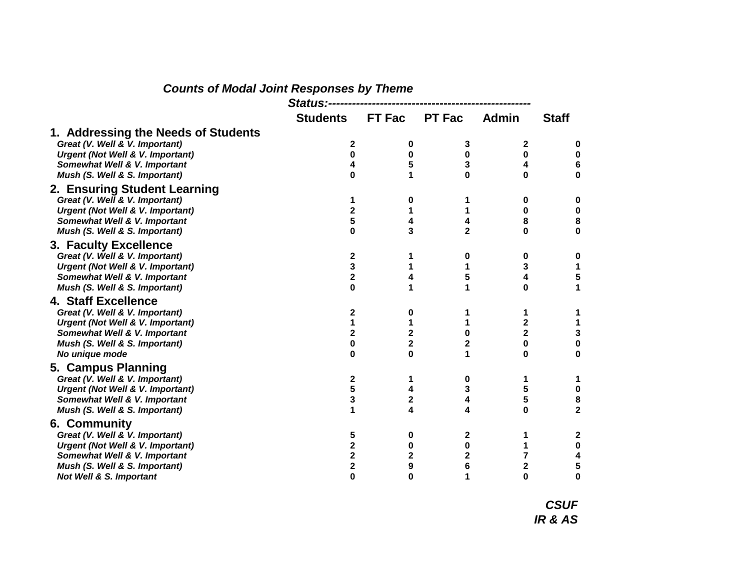***Counts of Modal Joint Responses by Theme***

| | Status:--------------------------------------------------- | | | | |
|---|---|---|---|---|---|
| | **Students** | **FT Fac** | **PT Fac** | **Admin** | **Staff** |
| **1. Addressing the Needs of Students** | | | | | |
| ***Great (V. Well & V. Important)*** | **2** | **0** | **3** | **2** | **0** |
| ***Urgent (Not Well & V. Important)*** | **0** | **0** | **0** | **0** | **0** |
| ***Somewhat Well & V. Important*** | **4** | **5** | **3** | **4** | **6** |
| ***Mush (S. Well & S. Important)*** | **0** | **1** | **0** | **0** | **0** |
| **2. Ensuring Student Learning** | | | | | |
| ***Great (V. Well & V. Important)*** | **1** | **0** | **1** | **0** | **0** |
| ***Urgent (Not Well & V. Important)*** | **2** | **1** | **1** | **0** | **0** |
| ***Somewhat Well & V. Important*** | **5** | **4** | **4** | **8** | **8** |
| ***Mush (S. Well & S. Important)*** | **0** | **3** | **2** | **0** | **0** |
| **3. Faculty Excellence** | | | | | |
| ***Great (V. Well & V. Important)*** | **2** | **1** | **0** | **0** | **0** |
| ***Urgent (Not Well & V. Important)*** | **3** | **1** | **1** | **3** | **1** |
| ***Somewhat Well & V. Important*** | **2** | **4** | **5** | **4** | **5** |
| ***Mush (S. Well & S. Important)*** | **0** | **1** | **1** | **0** | **1** |
| **4. Staff Excellence** | | | | | |
| ***Great (V. Well & V. Important)*** | **2** | **0** | **1** | **1** | **1** |
| ***Urgent (Not Well & V. Important)*** | **1** | **1** | **1** | **2** | **1** |
| ***Somewhat Well & V. Important*** | **2** | **2** | **0** | **2** | **3** |
| ***Mush (S. Well & S. Important)*** | **0** | **2** | **2** | **0** | **0** |
| ***No unique mode*** | **0** | **0** | **1** | **0** | **0** |
| **5. Campus Planning** | | | | | |
| ***Great (V. Well & V. Important)*** | **2** | **1** | **0** | **1** | **1** |
| ***Urgent (Not Well & V. Important)*** | **5** | **4** | **3** | **5** | **0** |
| ***Somewhat Well & V. Important*** | **3** | **2** | **4** | **5** | **8** |
| ***Mush (S. Well & S. Important)*** | **1** | **4** | **4** | **0** | **2** |
| **6. Community** | | | | | |
| ***Great (V. Well & V. Important)*** | **5** | **0** | **2** | **1** | **2** |
| ***Urgent (Not Well & V. Important)*** | **2** | **0** | **0** | **1** | **0** |
| ***Somewhat Well & V. Important*** | **2** | **2** | **2** | **7** | **4** |
| ***Mush (S. Well & S. Important)*** | **2** | **9** | **6** | **2** | **5** |
| ***Not Well & S. Important*** | **0** | **0** | **1** | **0** | **0** |

***CSUF***
***IR & AS***